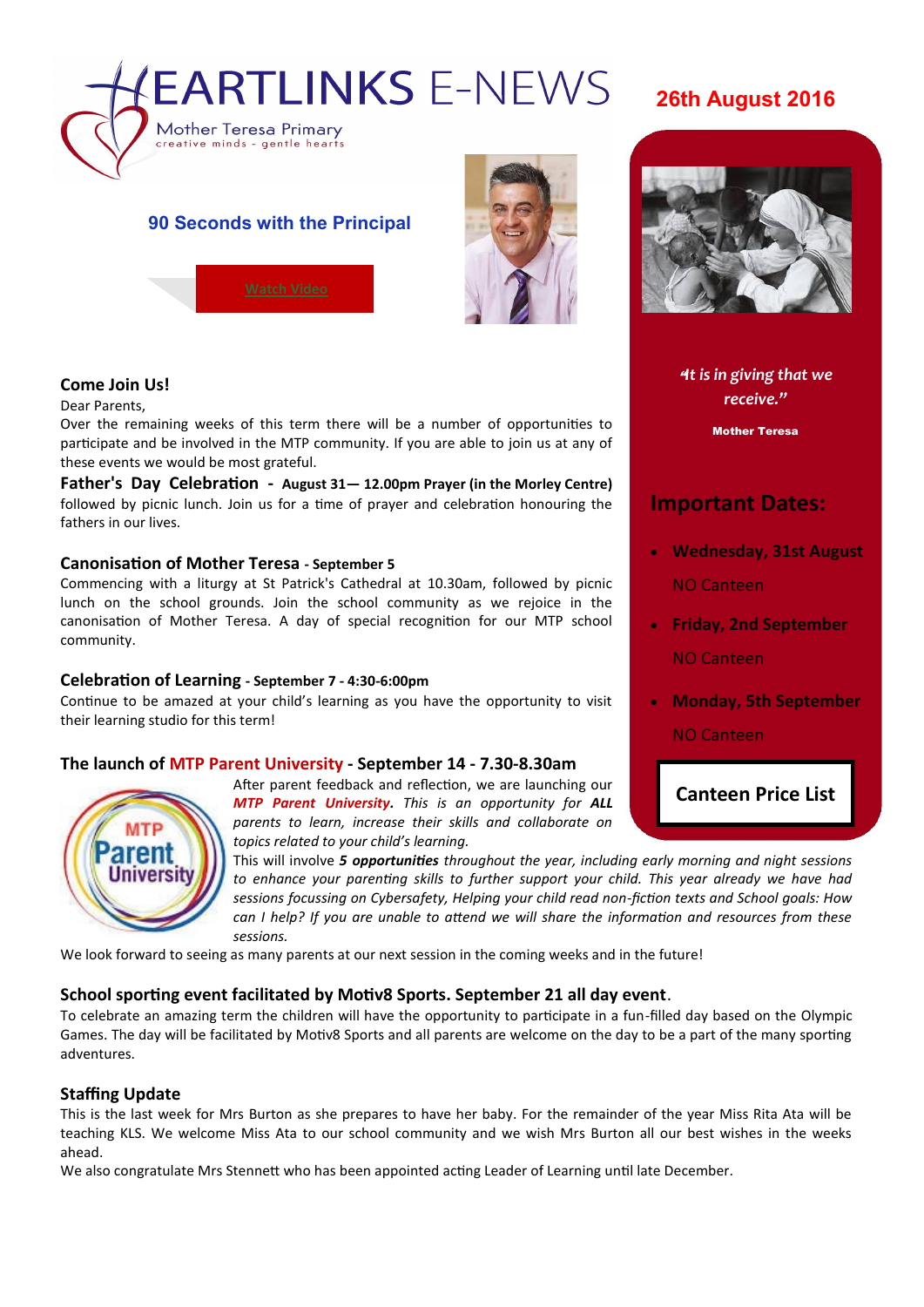# HEARTLINKS E-NEWS

Mother Teresa Primary
creative minds - gentle hearts

**26th August 2016**

## 90 Seconds with the Principal

Watch Video

*"It is in giving that we receive."*

**Mother Teresa**

## Important Dates:

- **Wednesday, 31st August**
  NO Canteen
- **Friday, 2nd September**
  NO Canteen
- **Monday, 5th September**
  NO Canteen

**Canteen Price List**

### Come Join Us!

Dear Parents,

Over the remaining weeks of this term there will be a number of opportunities to participate and be involved in the MTP community. If you are able to join us at any of these events we would be most grateful.

**Father's Day Celebration - August 31— 12.00pm Prayer (in the Morley Centre)** followed by picnic lunch. Join us for a time of prayer and celebration honouring the fathers in our lives.

### Canonisation of Mother Teresa - September 5

Commencing with a liturgy at St Patrick's Cathedral at 10.30am, followed by picnic lunch on the school grounds. Join the school community as we rejoice in the canonisation of Mother Teresa. A day of special recognition for our MTP school community.

### Celebration of Learning - September 7 - 4:30-6:00pm

Continue to be amazed at your child's learning as you have the opportunity to visit their learning studio for this term!

### The launch of MTP Parent University - September 14 - 7.30-8.30am

*After parent feedback and reflection, we are launching our **MTP Parent University**. This is an opportunity for **ALL** parents to learn, increase their skills and collaborate on topics related to your child's learning.*

*This will involve **5 opportunities** throughout the year, including early morning and night sessions to enhance your parenting skills to further support your child. This year already we have had sessions focussing on Cybersafety, Helping your child read non-fiction texts and School goals: How can I help? If you are unable to attend we will share the information and resources from these sessions.*

We look forward to seeing as many parents at our next session in the coming weeks and in the future!

### School sporting event facilitated by Motiv8 Sports. September 21 all day event.

To celebrate an amazing term the children will have the opportunity to participate in a fun-filled day based on the Olympic Games. The day will be facilitated by Motiv8 Sports and all parents are welcome on the day to be a part of the many sporting adventures.

### Staffing Update

This is the last week for Mrs Burton as she prepares to have her baby. For the remainder of the year Miss Rita Ata will be teaching KLS. We welcome Miss Ata to our school community and we wish Mrs Burton all our best wishes in the weeks ahead.

We also congratulate Mrs Stennett who has been appointed acting Leader of Learning until late December.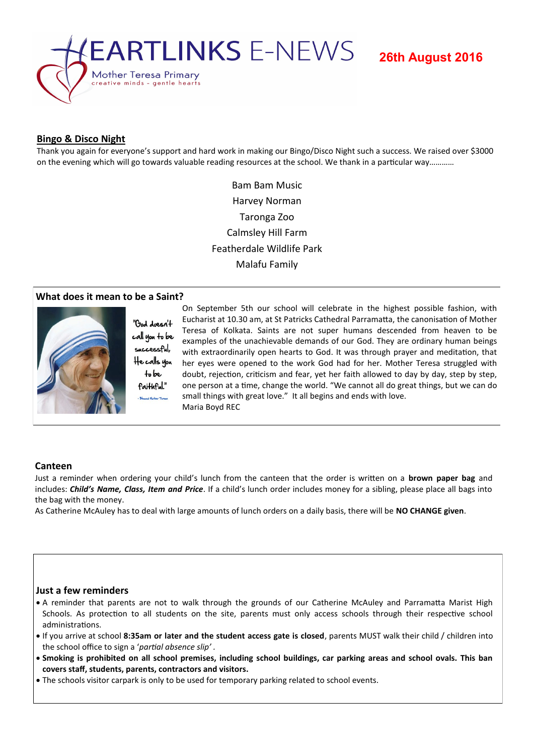# HEARTLINKS E-NEWS

Mother Teresa Primary
creative minds - gentle hearts

**26th August 2016**

## Bingo & Disco Night

Thank you again for everyone's support and hard work in making our Bingo/Disco Night such a success. We raised over $3000 on the evening which will go towards valuable reading resources at the school. We thank in a particular way…………

Bam Bam Music
Harvey Norman
Taronga Zoo
Calmsley Hill Farm
Featherdale Wildlife Park
Malafu Family

## What does it mean to be a Saint?

"God doesn't call you to be successful, He calls you to be faithful."
- Blessed Mother Teresa

On September 5th our school will celebrate in the highest possible fashion, with Eucharist at 10.30 am, at St Patricks Cathedral Parramatta, the canonisation of Mother Teresa of Kolkata. Saints are not super humans descended from heaven to be examples of the unachievable demands of our God. They are ordinary human beings with extraordinarily open hearts to God. It was through prayer and meditation, that her eyes were opened to the work God had for her. Mother Teresa struggled with doubt, rejection, criticism and fear, yet her faith allowed to day by day, step by step, one person at a time, change the world. "We cannot all do great things, but we can do small things with great love." It all begins and ends with love.
Maria Boyd REC

## Canteen

Just a reminder when ordering your child's lunch from the canteen that the order is written on a **brown paper bag** and includes: ***Child's Name, Class, Item and Price***. If a child's lunch order includes money for a sibling, please place all bags into the bag with the money.

As Catherine McAuley has to deal with large amounts of lunch orders on a daily basis, there will be **NO CHANGE given**.

## Just a few reminders

- A reminder that parents are not to walk through the grounds of our Catherine McAuley and Parramatta Marist High Schools. As protection to all students on the site, parents must only access schools through their respective school administrations.
- If you arrive at school **8:35am or later and the student access gate is closed**, parents MUST walk their child / children into the school office to sign a '*partial absence slip*' .
- **Smoking is prohibited on all school premises, including school buildings, car parking areas and school ovals. This ban covers staff, students, parents, contractors and visitors.**
- The schools visitor carpark is only to be used for temporary parking related to school events.